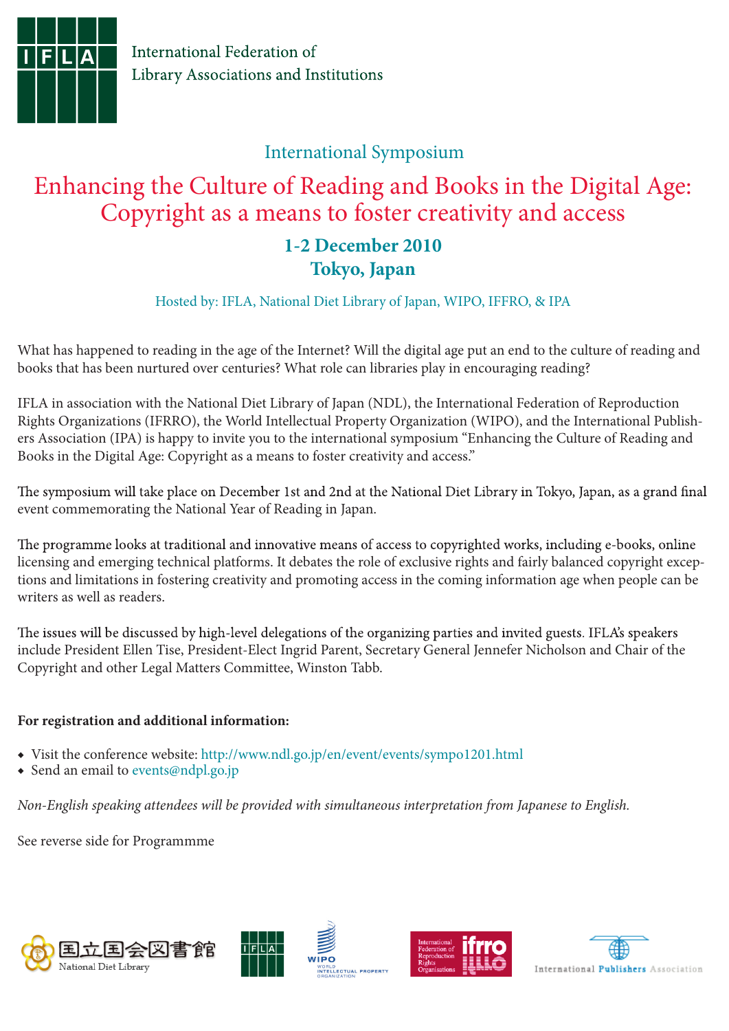International Federation of Library Associations and Institutions

## International Symposium

# Enhancing the Culture of Reading and Books in the Digital Age: Copyright as a means to foster creativity and access

### 1-2 December 2010
### Tokyo, Japan

Hosted by: IFLA, National Diet Library of Japan, WIPO, IFFRO, & IPA

What has happened to reading in the age of the Internet? Will the digital age put an end to the culture of reading and books that has been nurtured over centuries? What role can libraries play in encouraging reading?

IFLA in association with the National Diet Library of Japan (NDL), the International Federation of Reproduction Rights Organizations (IFRRO), the World Intellectual Property Organization (WIPO), and the International Publishers Association (IPA) is happy to invite you to the international symposium "Enhancing the Culture of Reading and Books in the Digital Age: Copyright as a means to foster creativity and access."

The symposium will take place on December 1st and 2nd at the National Diet Library in Tokyo, Japan, as a grand final event commemorating the National Year of Reading in Japan.

The programme looks at traditional and innovative means of access to copyrighted works, including e-books, online licensing and emerging technical platforms. It debates the role of exclusive rights and fairly balanced copyright exceptions and limitations in fostering creativity and promoting access in the coming information age when people can be writers as well as readers.

The issues will be discussed by high-level delegations of the organizing parties and invited guests. IFLA's speakers include President Ellen Tise, President-Elect Ingrid Parent, Secretary General Jennefer Nicholson and Chair of the Copyright and other Legal Matters Committee, Winston Tabb.

**For registration and additional information:**

- Visit the conference website: http://www.ndl.go.jp/en/event/events/sympo1201.html
- Send an email to events@ndpl.go.jp

*Non-English speaking attendees will be provided with simultaneous interpretation from Japanese to English.*

See reverse side for Programmme

国立国会図書館 National Diet Library · IFLA · WIPO World Intellectual Property Organization · International Federation of Reproduction Rights Organisations ifrro · International Publishers Association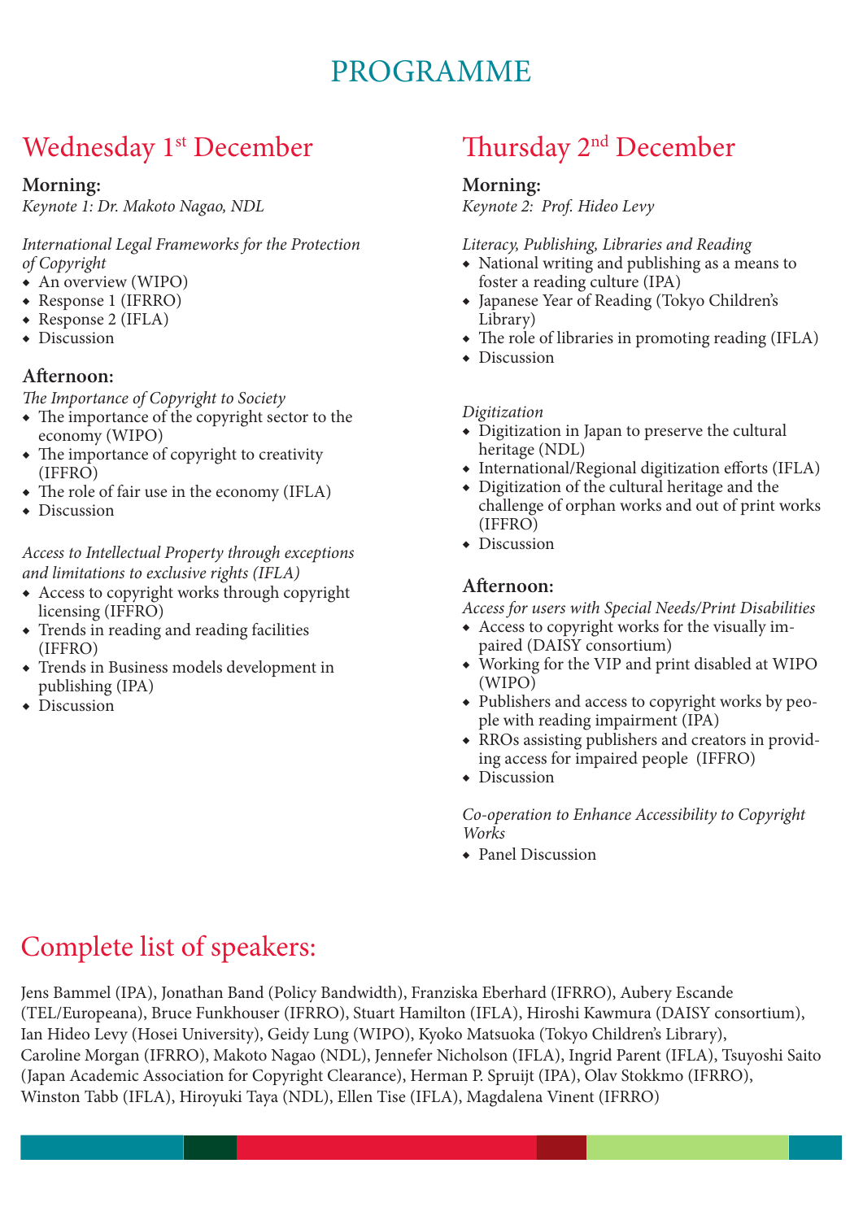# PROGRAMME

## Wednesday 1st December

**Morning:**

*Keynote 1: Dr. Makoto Nagao, NDL*

*International Legal Frameworks for the Protection of Copyright*

- An overview (WIPO)
- Response 1 (IFRRO)
- Response 2 (IFLA)
- Discussion

**Afternoon:**

*The Importance of Copyright to Society*

- The importance of the copyright sector to the economy (WIPO)
- The importance of copyright to creativity (IFFRO)
- The role of fair use in the economy (IFLA)
- Discussion

*Access to Intellectual Property through exceptions and limitations to exclusive rights (IFLA)*

- Access to copyright works through copyright licensing (IFFRO)
- Trends in reading and reading facilities (IFFRO)
- Trends in Business models development in publishing (IPA)
- Discussion

## Thursday 2nd December

**Morning:**

*Keynote 2: Prof. Hideo Levy*

*Literacy, Publishing, Libraries and Reading*

- National writing and publishing as a means to foster a reading culture (IPA)
- Japanese Year of Reading (Tokyo Children's Library)
- The role of libraries in promoting reading (IFLA)
- Discussion

*Digitization*

- Digitization in Japan to preserve the cultural heritage (NDL)
- International/Regional digitization efforts (IFLA)
- Digitization of the cultural heritage and the challenge of orphan works and out of print works (IFFRO)
- Discussion

**Afternoon:**

*Access for users with Special Needs/Print Disabilities*

- Access to copyright works for the visually impaired (DAISY consortium)
- Working for the VIP and print disabled at WIPO (WIPO)
- Publishers and access to copyright works by people with reading impairment (IPA)
- RROs assisting publishers and creators in providing access for impaired people (IFFRO)
- Discussion

*Co-operation to Enhance Accessibility to Copyright Works*

- Panel Discussion

## Complete list of speakers:

Jens Bammel (IPA), Jonathan Band (Policy Bandwidth), Franziska Eberhard (IFRRO), Aubery Escande (TEL/Europeana), Bruce Funkhouser (IFRRO), Stuart Hamilton (IFLA), Hiroshi Kawmura (DAISY consortium), Ian Hideo Levy (Hosei University), Geidy Lung (WIPO), Kyoko Matsuoka (Tokyo Children's Library), Caroline Morgan (IFRRO), Makoto Nagao (NDL), Jennefer Nicholson (IFLA), Ingrid Parent (IFLA), Tsuyoshi Saito (Japan Academic Association for Copyright Clearance), Herman P. Spruijt (IPA), Olav Stokkmo (IFRRO), Winston Tabb (IFLA), Hiroyuki Taya (NDL), Ellen Tise (IFLA), Magdalena Vinent (IFRRO)